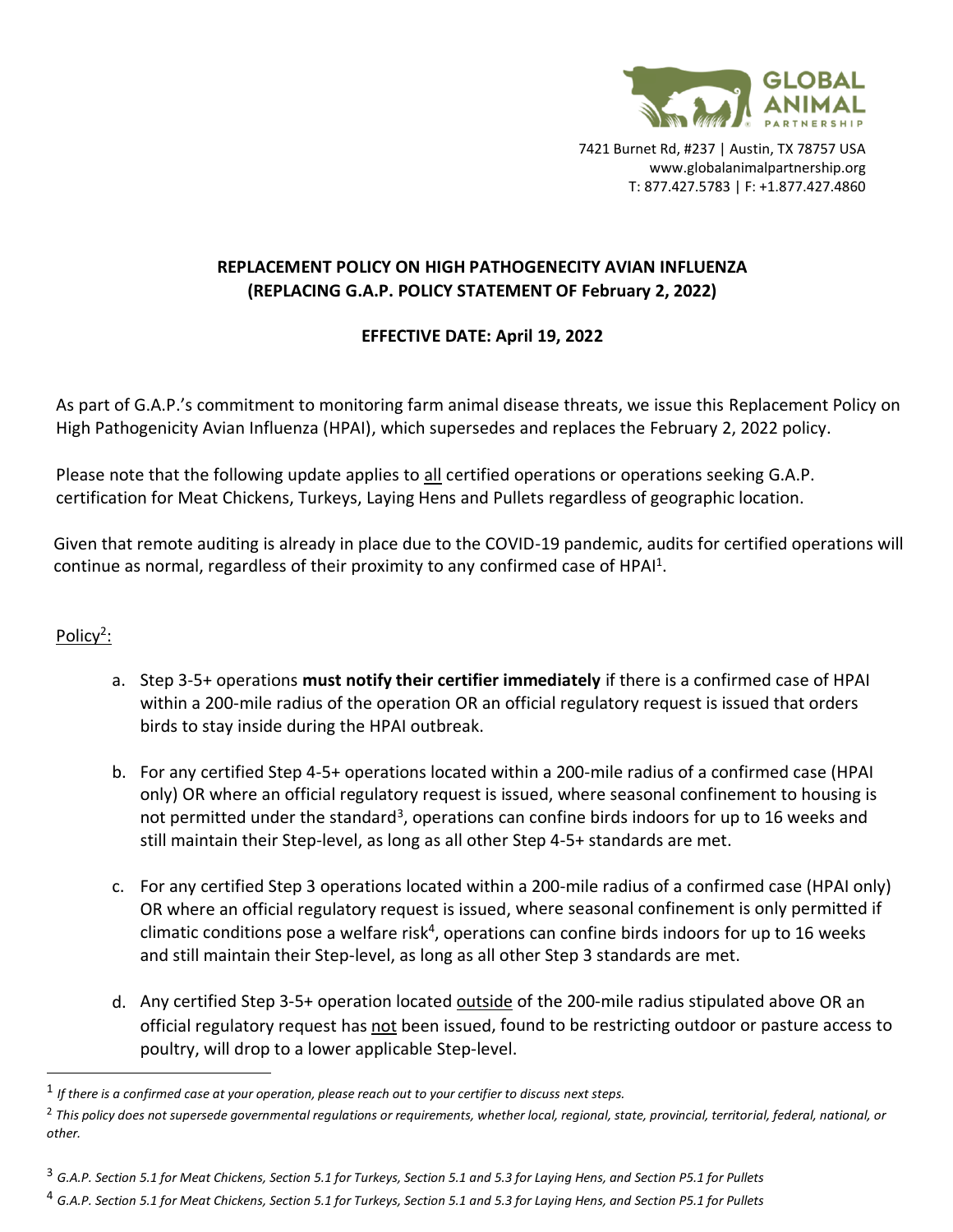GLOBAL ANIMAL PARTNERSHIP

7421 Burnet Rd, #237 | Austin, TX 78757 USA
www.globalanimalpartnership.org
T: 877.427.5783 | F: +1.877.427.4860

# REPLACEMENT POLICY ON HIGH PATHOGENECITY AVIAN INFLUENZA (REPLACING G.A.P. POLICY STATEMENT OF February 2, 2022)

## EFFECTIVE DATE: April 19, 2022

As part of G.A.P.'s commitment to monitoring farm animal disease threats, we issue this Replacement Policy on High Pathogenicity Avian Influenza (HPAI), which supersedes and replaces the February 2, 2022 policy.

Please note that the following update applies to all certified operations or operations seeking G.A.P. certification for Meat Chickens, Turkeys, Laying Hens and Pullets regardless of geographic location.

Given that remote auditing is already in place due to the COVID-19 pandemic, audits for certified operations will continue as normal, regardless of their proximity to any confirmed case of HPAI[1].

Policy[2]:

a. Step 3-5+ operations **must notify their certifier immediately** if there is a confirmed case of HPAI within a 200-mile radius of the operation OR an official regulatory request is issued that orders birds to stay inside during the HPAI outbreak.

b. For any certified Step 4-5+ operations located within a 200-mile radius of a confirmed case (HPAI only) OR where an official regulatory request is issued, where seasonal confinement to housing is not permitted under the standard[3], operations can confine birds indoors for up to 16 weeks and still maintain their Step-level, as long as all other Step 4-5+ standards are met.

c. For any certified Step 3 operations located within a 200-mile radius of a confirmed case (HPAI only) OR where an official regulatory request is issued, where seasonal confinement is only permitted if climatic conditions pose a welfare risk[4], operations can confine birds indoors for up to 16 weeks and still maintain their Step-level, as long as all other Step 3 standards are met.

d. Any certified Step 3-5+ operation located outside of the 200-mile radius stipulated above OR an official regulatory request has not been issued, found to be restricting outdoor or pasture access to poultry, will drop to a lower applicable Step-level.

---

[1] *If there is a confirmed case at your operation, please reach out to your certifier to discuss next steps.*

[2] *This policy does not supersede governmental regulations or requirements, whether local, regional, state, provincial, territorial, federal, national, or other.*

[3] *G.A.P. Section 5.1 for Meat Chickens, Section 5.1 for Turkeys, Section 5.1 and 5.3 for Laying Hens, and Section P5.1 for Pullets*

[4] *G.A.P. Section 5.1 for Meat Chickens, Section 5.1 for Turkeys, Section 5.1 and 5.3 for Laying Hens, and Section P5.1 for Pullets*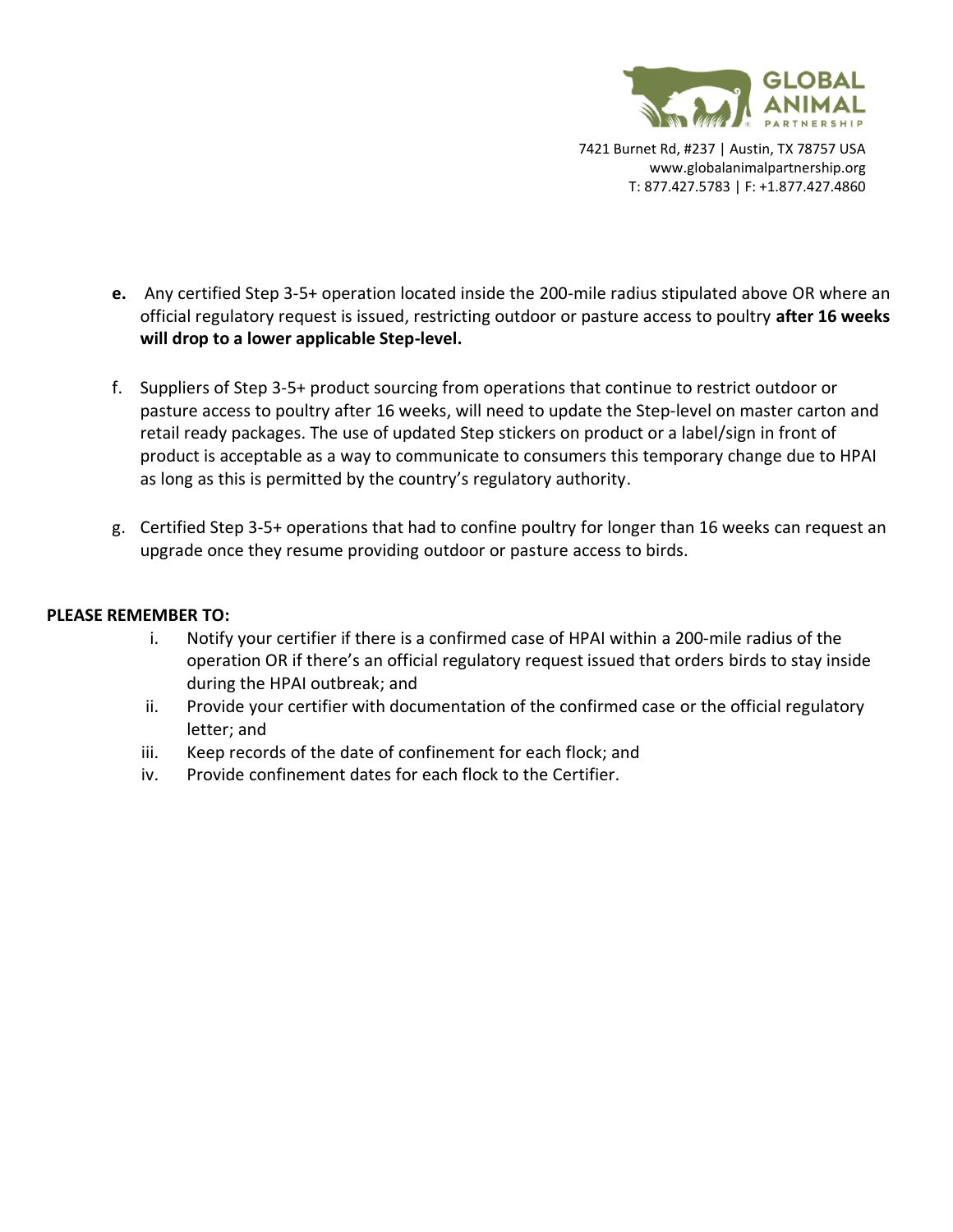**e.** Any certified Step 3-5+ operation located inside the 200-mile radius stipulated above OR where an official regulatory request is issued, restricting outdoor or pasture access to poultry **after 16 weeks will drop to a lower applicable Step-level.**

f. Suppliers of Step 3-5+ product sourcing from operations that continue to restrict outdoor or pasture access to poultry after 16 weeks, will need to update the Step-level on master carton and retail ready packages. The use of updated Step stickers on product or a label/sign in front of product is acceptable as a way to communicate to consumers this temporary change due to HPAI as long as this is permitted by the country's regulatory authority.

g. Certified Step 3-5+ operations that had to confine poultry for longer than 16 weeks can request an upgrade once they resume providing outdoor or pasture access to birds.

**PLEASE REMEMBER TO:**

i. Notify your certifier if there is a confirmed case of HPAI within a 200-mile radius of the operation OR if there's an official regulatory request issued that orders birds to stay inside during the HPAI outbreak; and

ii. Provide your certifier with documentation of the confirmed case or the official regulatory letter; and

iii. Keep records of the date of confinement for each flock; and

iv. Provide confinement dates for each flock to the Certifier.